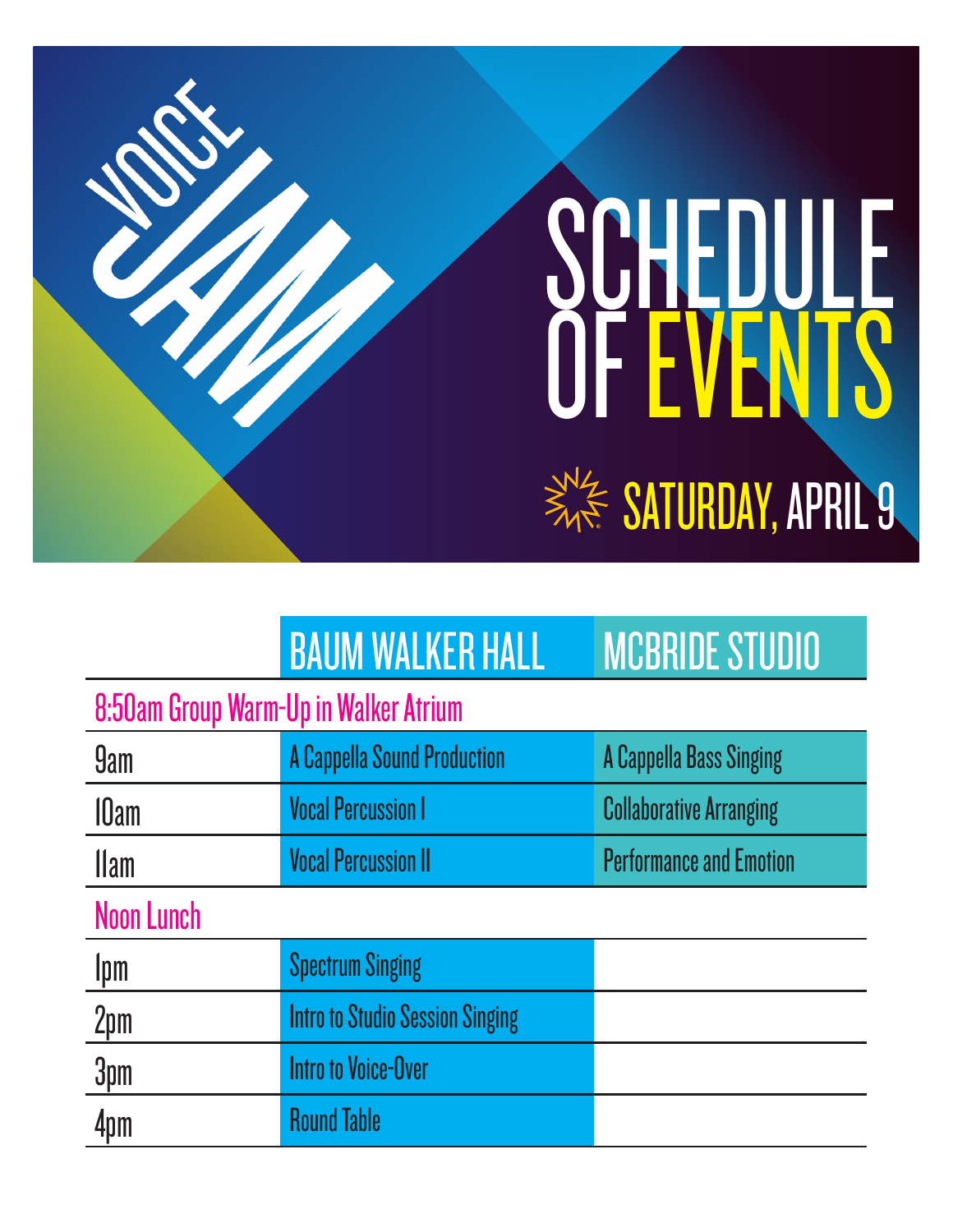# VOICE JAM

# SCHEDULE OF EVENTS

## SATURDAY, APRIL 9

| | BAUM WALKER HALL | MCBRIDE STUDIO |
|---|---|---|
| 8:50am Group Warm-Up in Walker Atrium | | |
| 9am | A Cappella Sound Production | A Cappella Bass Singing |
| 10am | Vocal Percussion I | Collaborative Arranging |
| 11am | Vocal Percussion II | Performance and Emotion |
| Noon Lunch | | |
| 1pm | Spectrum Singing | |
| 2pm | Intro to Studio Session Singing | |
| 3pm | Intro to Voice-Over | |
| 4pm | Round Table | |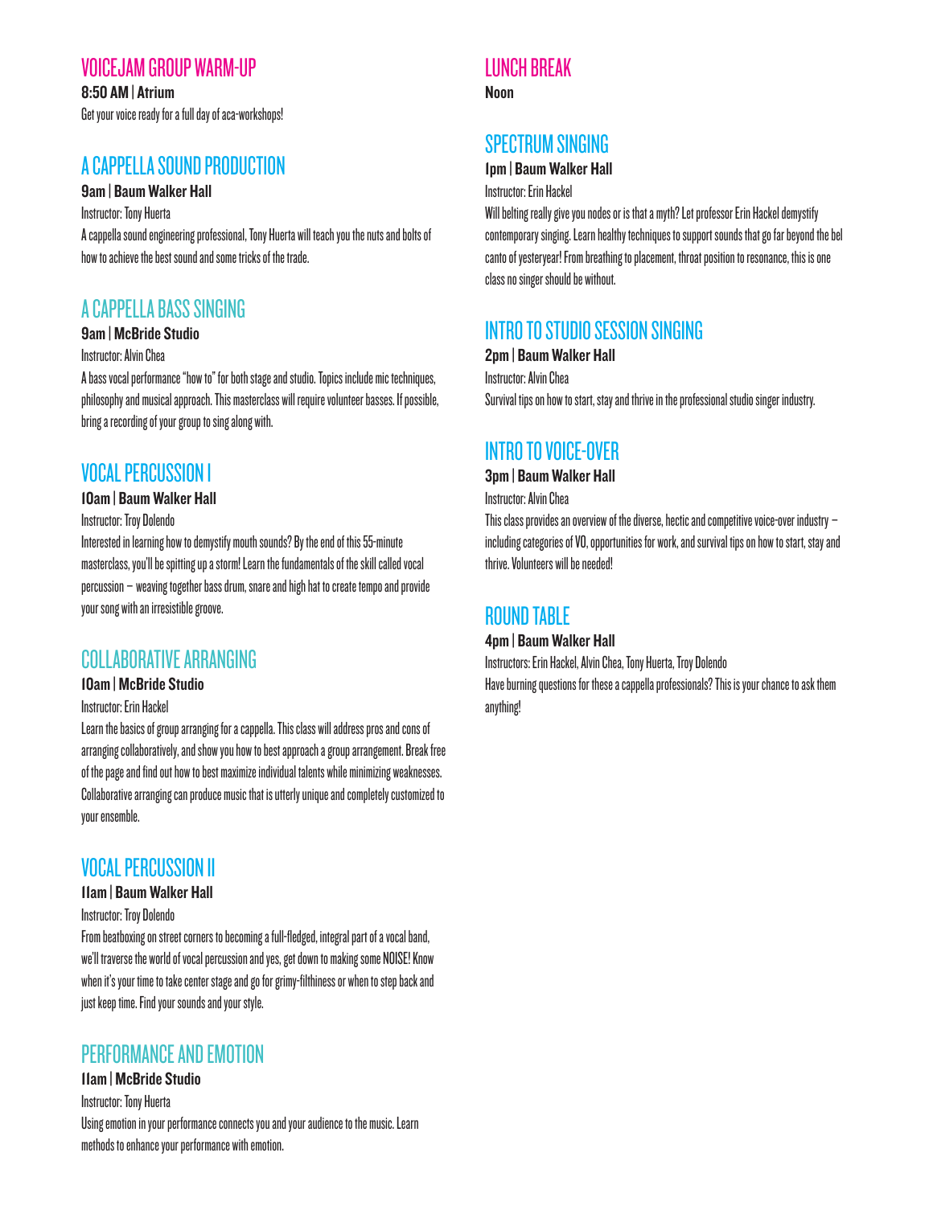## VOICEJAM GROUP WARM-UP

**8:50 AM | Atrium**

Get your voice ready for a full day of aca-workshops!

## A CAPPELLA SOUND PRODUCTION

**9am | Baum Walker Hall**

Instructor: Tony Huerta

A cappella sound engineering professional, Tony Huerta will teach you the nuts and bolts of how to achieve the best sound and some tricks of the trade.

## A CAPPELLA BASS SINGING

**9am | McBride Studio**

Instructor: Alvin Chea

A bass vocal performance "how to" for both stage and studio. Topics include mic techniques, philosophy and musical approach. This masterclass will require volunteer basses. If possible, bring a recording of your group to sing along with.

## VOCAL PERCUSSION I

**10am | Baum Walker Hall**

Instructor: Troy Dolendo

Interested in learning how to demystify mouth sounds? By the end of this 55-minute masterclass, you'll be spitting up a storm! Learn the fundamentals of the skill called vocal percussion – weaving together bass drum, snare and high hat to create tempo and provide your song with an irresistible groove.

## COLLABORATIVE ARRANGING

**10am | McBride Studio**

Instructor: Erin Hackel

Learn the basics of group arranging for a cappella. This class will address pros and cons of arranging collaboratively, and show you how to best approach a group arrangement. Break free of the page and find out how to best maximize individual talents while minimizing weaknesses. Collaborative arranging can produce music that is utterly unique and completely customized to your ensemble.

## VOCAL PERCUSSION II

**11am | Baum Walker Hall**

Instructor: Troy Dolendo

From beatboxing on street corners to becoming a full-fledged, integral part of a vocal band, we'll traverse the world of vocal percussion and yes, get down to making some NOISE! Know when it's your time to take center stage and go for grimy-filthiness or when to step back and just keep time. Find your sounds and your style.

## PERFORMANCE AND EMOTION

**11am | McBride Studio**

Instructor: Tony Huerta

Using emotion in your performance connects you and your audience to the music. Learn methods to enhance your performance with emotion.

## LUNCH BREAK

**Noon**

## SPECTRUM SINGING

**1pm | Baum Walker Hall**

Instructor: Erin Hackel

Will belting really give you nodes or is that a myth? Let professor Erin Hackel demystify contemporary singing. Learn healthy techniques to support sounds that go far beyond the bel canto of yesteryear! From breathing to placement, throat position to resonance, this is one class no singer should be without.

## INTRO TO STUDIO SESSION SINGING

**2pm | Baum Walker Hall**

Instructor: Alvin Chea

Survival tips on how to start, stay and thrive in the professional studio singer industry.

## INTRO TO VOICE-OVER

**3pm | Baum Walker Hall**

Instructor: Alvin Chea

This class provides an overview of the diverse, hectic and competitive voice-over industry – including categories of VO, opportunities for work, and survival tips on how to start, stay and thrive. Volunteers will be needed!

## ROUND TABLE

**4pm | Baum Walker Hall**

Instructors: Erin Hackel, Alvin Chea, Tony Huerta, Troy Dolendo

Have burning questions for these a cappella professionals? This is your chance to ask them anything!